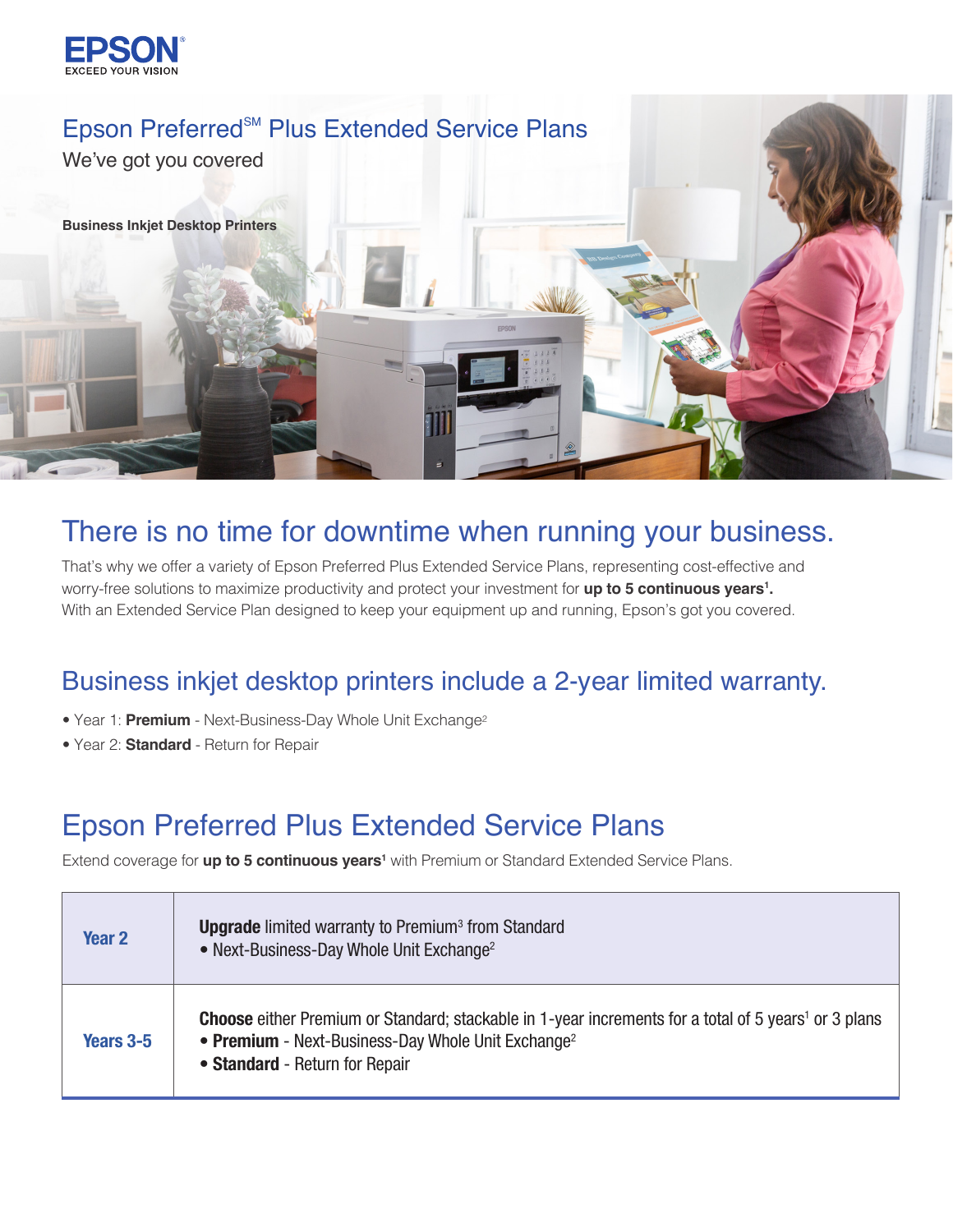EPSON
EXCEED YOUR VISION

# Epson Preferred[SM] Plus Extended Service Plans

We've got you covered

**Business Inkjet Desktop Printers**

## There is no time for downtime when running your business.

That's why we offer a variety of Epson Preferred Plus Extended Service Plans, representing cost-effective and worry-free solutions to maximize productivity and protect your investment for **up to 5 continuous years[1].** With an Extended Service Plan designed to keep your equipment up and running, Epson's got you covered.

## Business inkjet desktop printers include a 2-year limited warranty.

- Year 1: **Premium** - Next-Business-Day Whole Unit Exchange[2]
- Year 2: **Standard** - Return for Repair

## Epson Preferred Plus Extended Service Plans

Extend coverage for **up to 5 continuous years[1]** with Premium or Standard Extended Service Plans.

| | |
|---|---|
| **Year 2** | **Upgrade** limited warranty to Premium[3] from Standard<br>• Next-Business-Day Whole Unit Exchange[2] |
| **Years 3-5** | **Choose** either Premium or Standard; stackable in 1-year increments for a total of 5 years[1] or 3 plans<br>• **Premium** - Next-Business-Day Whole Unit Exchange[2]<br>• **Standard** - Return for Repair |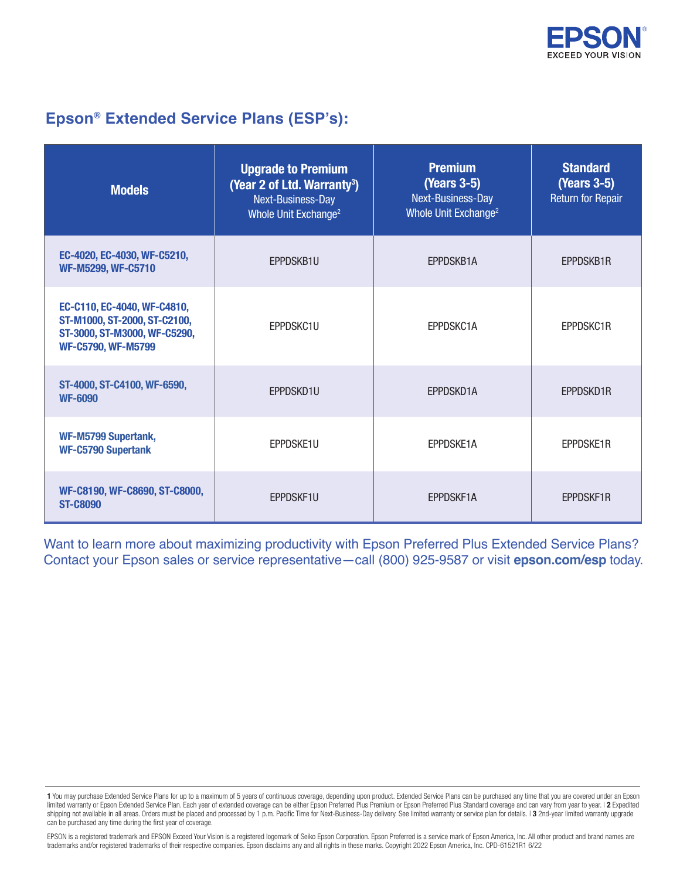## Epson® Extended Service Plans (ESP's):

| Models | Upgrade to Premium (Year 2 of Ltd. Warranty[3]) Next-Business-Day Whole Unit Exchange[2] | Premium (Years 3-5) Next-Business-Day Whole Unit Exchange[2] | Standard (Years 3-5) Return for Repair |
|---|---|---|---|
| **EC-4020, EC-4030, WF-C5210, WF-M5299, WF-C5710** | EPPDSKB1U | EPPDSKB1A | EPPDSKB1R |
| **EC-C110, EC-4040, WF-C4810, ST-M1000, ST-2000, ST-C2100, ST-3000, ST-M3000, WF-C5290, WF-C5790, WF-M5799** | EPPDSKC1U | EPPDSKC1A | EPPDSKC1R |
| **ST-4000, ST-C4100, WF-6590, WF-6090** | EPPDSKD1U | EPPDSKD1A | EPPDSKD1R |
| **WF-M5799 Supertank, WF-C5790 Supertank** | EPPDSKE1U | EPPDSKE1A | EPPDSKE1R |
| **WF-C8190, WF-C8690, ST-C8000, ST-C8090** | EPPDSKF1U | EPPDSKF1A | EPPDSKF1R |

Want to learn more about maximizing productivity with Epson Preferred Plus Extended Service Plans? Contact your Epson sales or service representative—call (800) 925-9587 or visit **epson.com/esp** today.

**1** You may purchase Extended Service Plans for up to a maximum of 5 years of continuous coverage, depending upon product. Extended Service Plans can be purchased any time that you are covered under an Epson limited warranty or Epson Extended Service Plan. Each year of extended coverage can be either Epson Preferred Plus Premium or Epson Preferred Plus Standard coverage and can vary from year to year. | **2** Expedited shipping not available in all areas. Orders must be placed and processed by 1 p.m. Pacific Time for Next-Business-Day delivery. See limited warranty or service plan for details. | **3** 2nd-year limited warranty upgrade can be purchased any time during the first year of coverage.

EPSON is a registered trademark and EPSON Exceed Your Vision is a registered logomark of Seiko Epson Corporation. Epson Preferred is a service mark of Epson America, Inc. All other product and brand names are trademarks and/or registered trademarks of their respective companies. Epson disclaims any and all rights in these marks. Copyright 2022 Epson America, Inc. CPD-61521R1 6/22